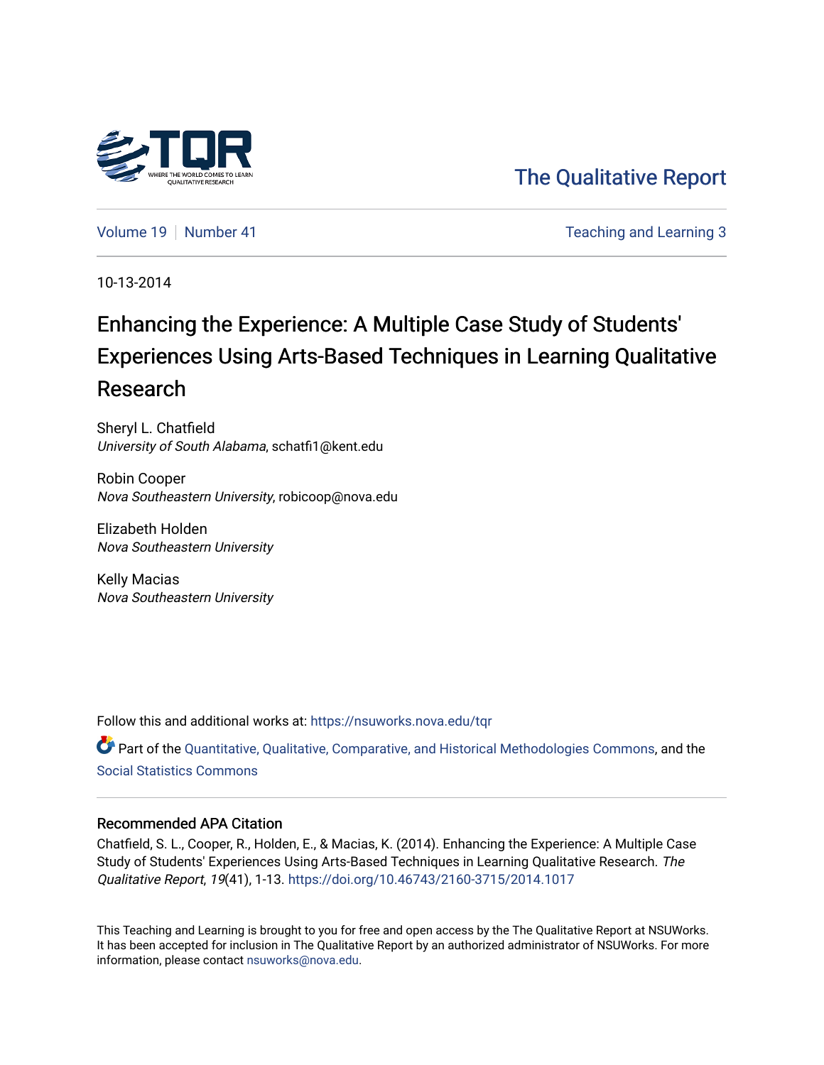The Qualitative Report

Volume 19 | Number 41 | Teaching and Learning 3

10-13-2014

# Enhancing the Experience: A Multiple Case Study of Students' Experiences Using Arts-Based Techniques in Learning Qualitative Research

Sheryl L. Chatfield
*University of South Alabama*, schatfi1@kent.edu

Robin Cooper
*Nova Southeastern University*, robicoop@nova.edu

Elizabeth Holden
*Nova Southeastern University*

Kelly Macias
*Nova Southeastern University*

Follow this and additional works at: https://nsuworks.nova.edu/tqr

Part of the Quantitative, Qualitative, Comparative, and Historical Methodologies Commons, and the Social Statistics Commons

## Recommended APA Citation

Chatfield, S. L., Cooper, R., Holden, E., & Macias, K. (2014). Enhancing the Experience: A Multiple Case Study of Students' Experiences Using Arts-Based Techniques in Learning Qualitative Research. *The Qualitative Report*, *19*(41), 1-13. https://doi.org/10.46743/2160-3715/2014.1017

This Teaching and Learning is brought to you for free and open access by the The Qualitative Report at NSUWorks. It has been accepted for inclusion in The Qualitative Report by an authorized administrator of NSUWorks. For more information, please contact nsuworks@nova.edu.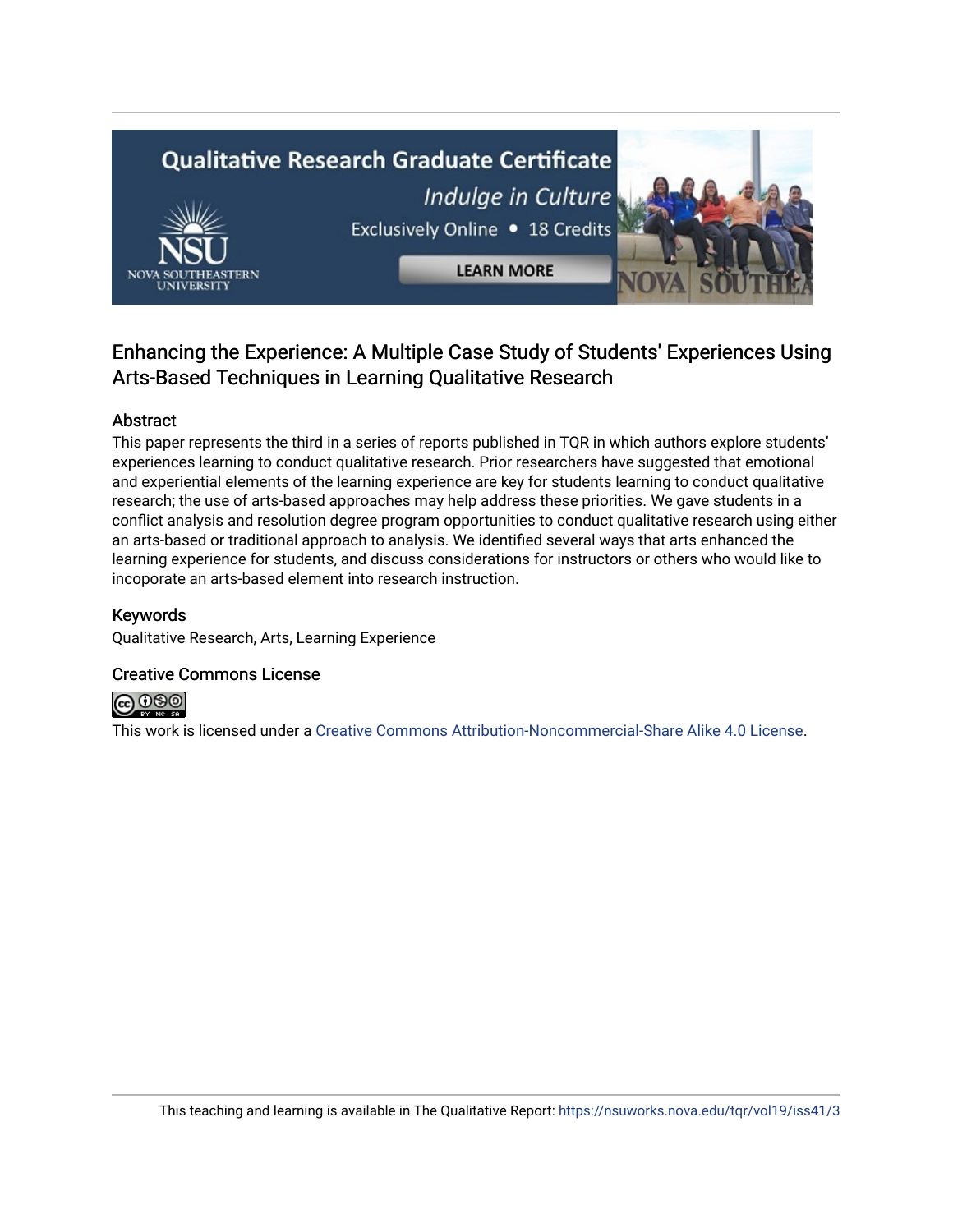# Enhancing the Experience: A Multiple Case Study of Students' Experiences Using Arts-Based Techniques in Learning Qualitative Research

## Abstract

This paper represents the third in a series of reports published in TQR in which authors explore students' experiences learning to conduct qualitative research. Prior researchers have suggested that emotional and experiential elements of the learning experience are key for students learning to conduct qualitative research; the use of arts-based approaches may help address these priorities. We gave students in a conflict analysis and resolution degree program opportunities to conduct qualitative research using either an arts-based or traditional approach to analysis. We identified several ways that arts enhanced the learning experience for students, and discuss considerations for instructors or others who would like to incoporate an arts-based element into research instruction.

## Keywords

Qualitative Research, Arts, Learning Experience

## Creative Commons License

This work is licensed under a Creative Commons Attribution-Noncommercial-Share Alike 4.0 License.

This teaching and learning is available in The Qualitative Report: https://nsuworks.nova.edu/tqr/vol19/iss41/3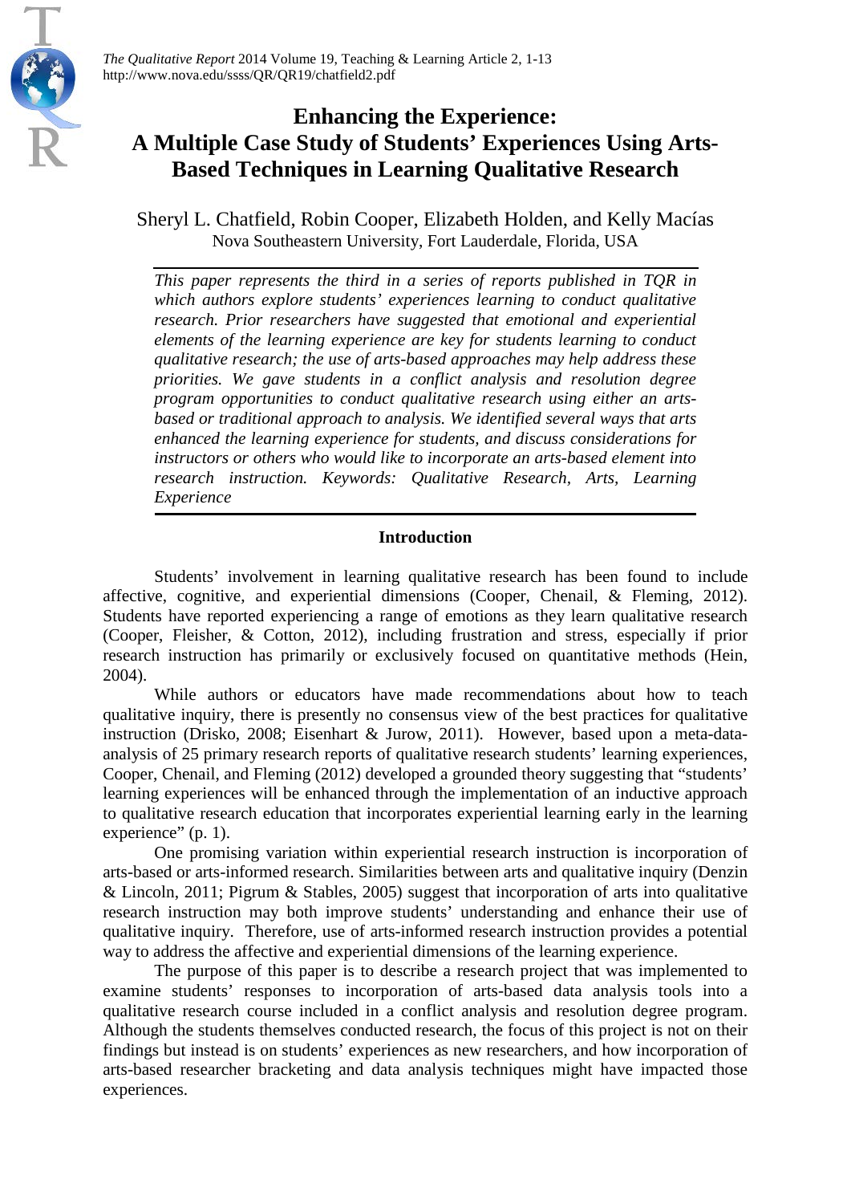# Enhancing the Experience: A Multiple Case Study of Students' Experiences Using Arts-Based Techniques in Learning Qualitative Research

Sheryl L. Chatfield, Robin Cooper, Elizabeth Holden, and Kelly Macías
Nova Southeastern University, Fort Lauderdale, Florida, USA

*This paper represents the third in a series of reports published in TQR in which authors explore students' experiences learning to conduct qualitative research. Prior researchers have suggested that emotional and experiential elements of the learning experience are key for students learning to conduct qualitative research; the use of arts-based approaches may help address these priorities. We gave students in a conflict analysis and resolution degree program opportunities to conduct qualitative research using either an arts-based or traditional approach to analysis. We identified several ways that arts enhanced the learning experience for students, and discuss considerations for instructors or others who would like to incorporate an arts-based element into research instruction. Keywords: Qualitative Research, Arts, Learning Experience*

## Introduction

Students' involvement in learning qualitative research has been found to include affective, cognitive, and experiential dimensions (Cooper, Chenail, & Fleming, 2012). Students have reported experiencing a range of emotions as they learn qualitative research (Cooper, Fleisher, & Cotton, 2012), including frustration and stress, especially if prior research instruction has primarily or exclusively focused on quantitative methods (Hein, 2004).

While authors or educators have made recommendations about how to teach qualitative inquiry, there is presently no consensus view of the best practices for qualitative instruction (Drisko, 2008; Eisenhart & Jurow, 2011). However, based upon a meta-data-analysis of 25 primary research reports of qualitative research students' learning experiences, Cooper, Chenail, and Fleming (2012) developed a grounded theory suggesting that "students' learning experiences will be enhanced through the implementation of an inductive approach to qualitative research education that incorporates experiential learning early in the learning experience" (p. 1).

One promising variation within experiential research instruction is incorporation of arts-based or arts-informed research. Similarities between arts and qualitative inquiry (Denzin & Lincoln, 2011; Pigrum & Stables, 2005) suggest that incorporation of arts into qualitative research instruction may both improve students' understanding and enhance their use of qualitative inquiry. Therefore, use of arts-informed research instruction provides a potential way to address the affective and experiential dimensions of the learning experience.

The purpose of this paper is to describe a research project that was implemented to examine students' responses to incorporation of arts-based data analysis tools into a qualitative research course included in a conflict analysis and resolution degree program. Although the students themselves conducted research, the focus of this project is not on their findings but instead is on students' experiences as new researchers, and how incorporation of arts-based researcher bracketing and data analysis techniques might have impacted those experiences.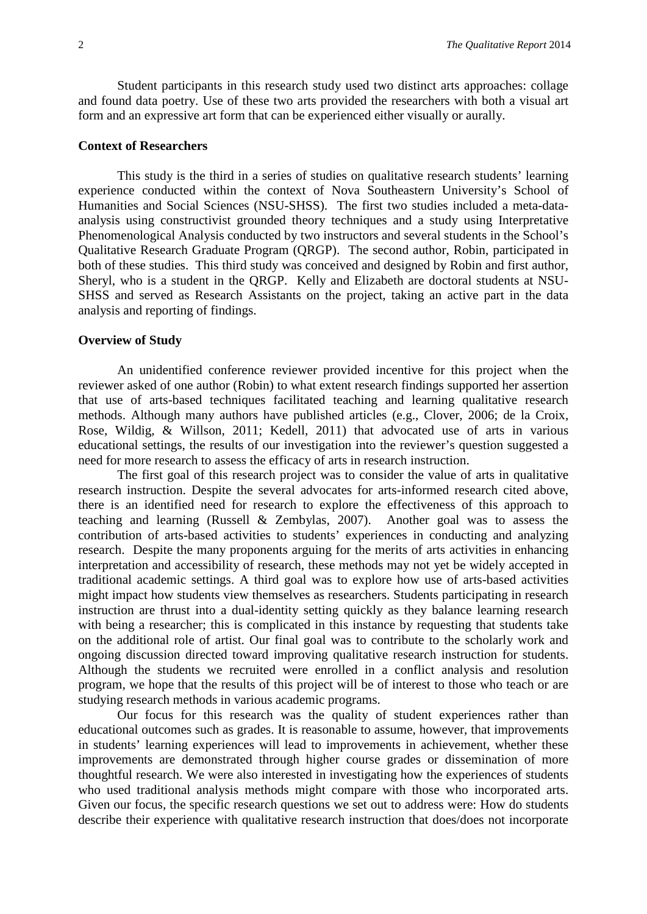Student participants in this research study used two distinct arts approaches: collage and found data poetry. Use of these two arts provided the researchers with both a visual art form and an expressive art form that can be experienced either visually or aurally.

## Context of Researchers

This study is the third in a series of studies on qualitative research students' learning experience conducted within the context of Nova Southeastern University's School of Humanities and Social Sciences (NSU-SHSS). The first two studies included a meta-data-analysis using constructivist grounded theory techniques and a study using Interpretative Phenomenological Analysis conducted by two instructors and several students in the School's Qualitative Research Graduate Program (QRGP). The second author, Robin, participated in both of these studies. This third study was conceived and designed by Robin and first author, Sheryl, who is a student in the QRGP. Kelly and Elizabeth are doctoral students at NSU-SHSS and served as Research Assistants on the project, taking an active part in the data analysis and reporting of findings.

## Overview of Study

An unidentified conference reviewer provided incentive for this project when the reviewer asked of one author (Robin) to what extent research findings supported her assertion that use of arts-based techniques facilitated teaching and learning qualitative research methods. Although many authors have published articles (e.g., Clover, 2006; de la Croix, Rose, Wildig, & Willson, 2011; Kedell, 2011) that advocated use of arts in various educational settings, the results of our investigation into the reviewer's question suggested a need for more research to assess the efficacy of arts in research instruction.

The first goal of this research project was to consider the value of arts in qualitative research instruction. Despite the several advocates for arts-informed research cited above, there is an identified need for research to explore the effectiveness of this approach to teaching and learning (Russell & Zembylas, 2007). Another goal was to assess the contribution of arts-based activities to students' experiences in conducting and analyzing research. Despite the many proponents arguing for the merits of arts activities in enhancing interpretation and accessibility of research, these methods may not yet be widely accepted in traditional academic settings. A third goal was to explore how use of arts-based activities might impact how students view themselves as researchers. Students participating in research instruction are thrust into a dual-identity setting quickly as they balance learning research with being a researcher; this is complicated in this instance by requesting that students take on the additional role of artist. Our final goal was to contribute to the scholarly work and ongoing discussion directed toward improving qualitative research instruction for students. Although the students we recruited were enrolled in a conflict analysis and resolution program, we hope that the results of this project will be of interest to those who teach or are studying research methods in various academic programs.

Our focus for this research was the quality of student experiences rather than educational outcomes such as grades. It is reasonable to assume, however, that improvements in students' learning experiences will lead to improvements in achievement, whether these improvements are demonstrated through higher course grades or dissemination of more thoughtful research. We were also interested in investigating how the experiences of students who used traditional analysis methods might compare with those who incorporated arts. Given our focus, the specific research questions we set out to address were: How do students describe their experience with qualitative research instruction that does/does not incorporate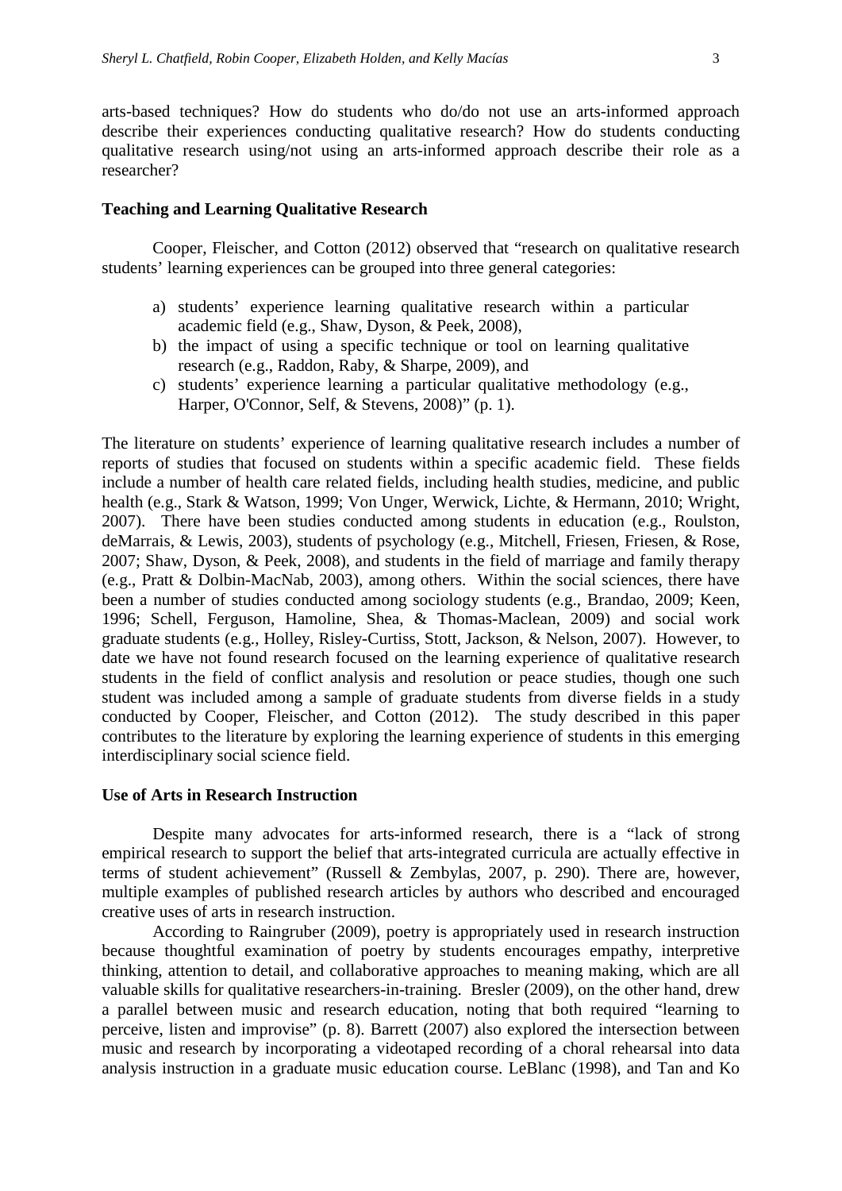arts-based techniques? How do students who do/do not use an arts-informed approach describe their experiences conducting qualitative research? How do students conducting qualitative research using/not using an arts-informed approach describe their role as a researcher?

## Teaching and Learning Qualitative Research

Cooper, Fleischer, and Cotton (2012) observed that "research on qualitative research students' learning experiences can be grouped into three general categories:

a) students' experience learning qualitative research within a particular academic field (e.g., Shaw, Dyson, & Peek, 2008),
b) the impact of using a specific technique or tool on learning qualitative research (e.g., Raddon, Raby, & Sharpe, 2009), and
c) students' experience learning a particular qualitative methodology (e.g., Harper, O'Connor, Self, & Stevens, 2008)" (p. 1).

The literature on students' experience of learning qualitative research includes a number of reports of studies that focused on students within a specific academic field. These fields include a number of health care related fields, including health studies, medicine, and public health (e.g., Stark & Watson, 1999; Von Unger, Werwick, Lichte, & Hermann, 2010; Wright, 2007). There have been studies conducted among students in education (e.g., Roulston, deMarrais, & Lewis, 2003), students of psychology (e.g., Mitchell, Friesen, Friesen, & Rose, 2007; Shaw, Dyson, & Peek, 2008), and students in the field of marriage and family therapy (e.g., Pratt & Dolbin-MacNab, 2003), among others. Within the social sciences, there have been a number of studies conducted among sociology students (e.g., Brandao, 2009; Keen, 1996; Schell, Ferguson, Hamoline, Shea, & Thomas-Maclean, 2009) and social work graduate students (e.g., Holley, Risley-Curtiss, Stott, Jackson, & Nelson, 2007). However, to date we have not found research focused on the learning experience of qualitative research students in the field of conflict analysis and resolution or peace studies, though one such student was included among a sample of graduate students from diverse fields in a study conducted by Cooper, Fleischer, and Cotton (2012). The study described in this paper contributes to the literature by exploring the learning experience of students in this emerging interdisciplinary social science field.

## Use of Arts in Research Instruction

Despite many advocates for arts-informed research, there is a "lack of strong empirical research to support the belief that arts-integrated curricula are actually effective in terms of student achievement" (Russell & Zembylas, 2007, p. 290). There are, however, multiple examples of published research articles by authors who described and encouraged creative uses of arts in research instruction.

According to Raingruber (2009), poetry is appropriately used in research instruction because thoughtful examination of poetry by students encourages empathy, interpretive thinking, attention to detail, and collaborative approaches to meaning making, which are all valuable skills for qualitative researchers-in-training. Bresler (2009), on the other hand, drew a parallel between music and research education, noting that both required "learning to perceive, listen and improvise" (p. 8). Barrett (2007) also explored the intersection between music and research by incorporating a videotaped recording of a choral rehearsal into data analysis instruction in a graduate music education course. LeBlanc (1998), and Tan and Ko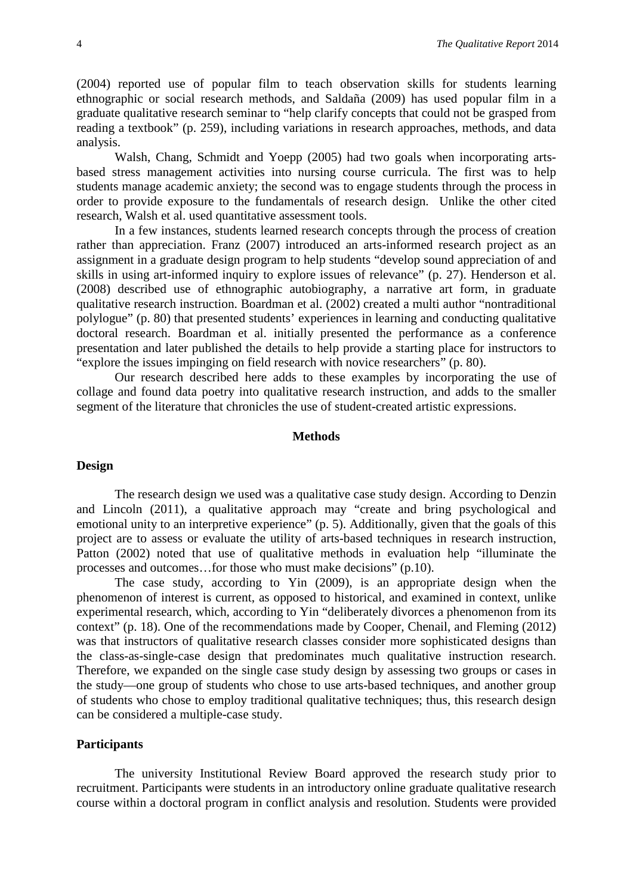(2004) reported use of popular film to teach observation skills for students learning ethnographic or social research methods, and Saldaña (2009) has used popular film in a graduate qualitative research seminar to "help clarify concepts that could not be grasped from reading a textbook" (p. 259), including variations in research approaches, methods, and data analysis.

Walsh, Chang, Schmidt and Yoepp (2005) had two goals when incorporating arts-based stress management activities into nursing course curricula. The first was to help students manage academic anxiety; the second was to engage students through the process in order to provide exposure to the fundamentals of research design. Unlike the other cited research, Walsh et al. used quantitative assessment tools.

In a few instances, students learned research concepts through the process of creation rather than appreciation. Franz (2007) introduced an arts-informed research project as an assignment in a graduate design program to help students "develop sound appreciation of and skills in using art-informed inquiry to explore issues of relevance" (p. 27). Henderson et al. (2008) described use of ethnographic autobiography, a narrative art form, in graduate qualitative research instruction. Boardman et al. (2002) created a multi author "nontraditional polylogue" (p. 80) that presented students' experiences in learning and conducting qualitative doctoral research. Boardman et al. initially presented the performance as a conference presentation and later published the details to help provide a starting place for instructors to "explore the issues impinging on field research with novice researchers" (p. 80).

Our research described here adds to these examples by incorporating the use of collage and found data poetry into qualitative research instruction, and adds to the smaller segment of the literature that chronicles the use of student-created artistic expressions.

## Methods

### Design

The research design we used was a qualitative case study design. According to Denzin and Lincoln (2011), a qualitative approach may "create and bring psychological and emotional unity to an interpretive experience" (p. 5). Additionally, given that the goals of this project are to assess or evaluate the utility of arts-based techniques in research instruction, Patton (2002) noted that use of qualitative methods in evaluation help "illuminate the processes and outcomes…for those who must make decisions" (p.10).

The case study, according to Yin (2009), is an appropriate design when the phenomenon of interest is current, as opposed to historical, and examined in context, unlike experimental research, which, according to Yin "deliberately divorces a phenomenon from its context" (p. 18). One of the recommendations made by Cooper, Chenail, and Fleming (2012) was that instructors of qualitative research classes consider more sophisticated designs than the class-as-single-case design that predominates much qualitative instruction research. Therefore, we expanded on the single case study design by assessing two groups or cases in the study—one group of students who chose to use arts-based techniques, and another group of students who chose to employ traditional qualitative techniques; thus, this research design can be considered a multiple-case study.

### Participants

The university Institutional Review Board approved the research study prior to recruitment. Participants were students in an introductory online graduate qualitative research course within a doctoral program in conflict analysis and resolution. Students were provided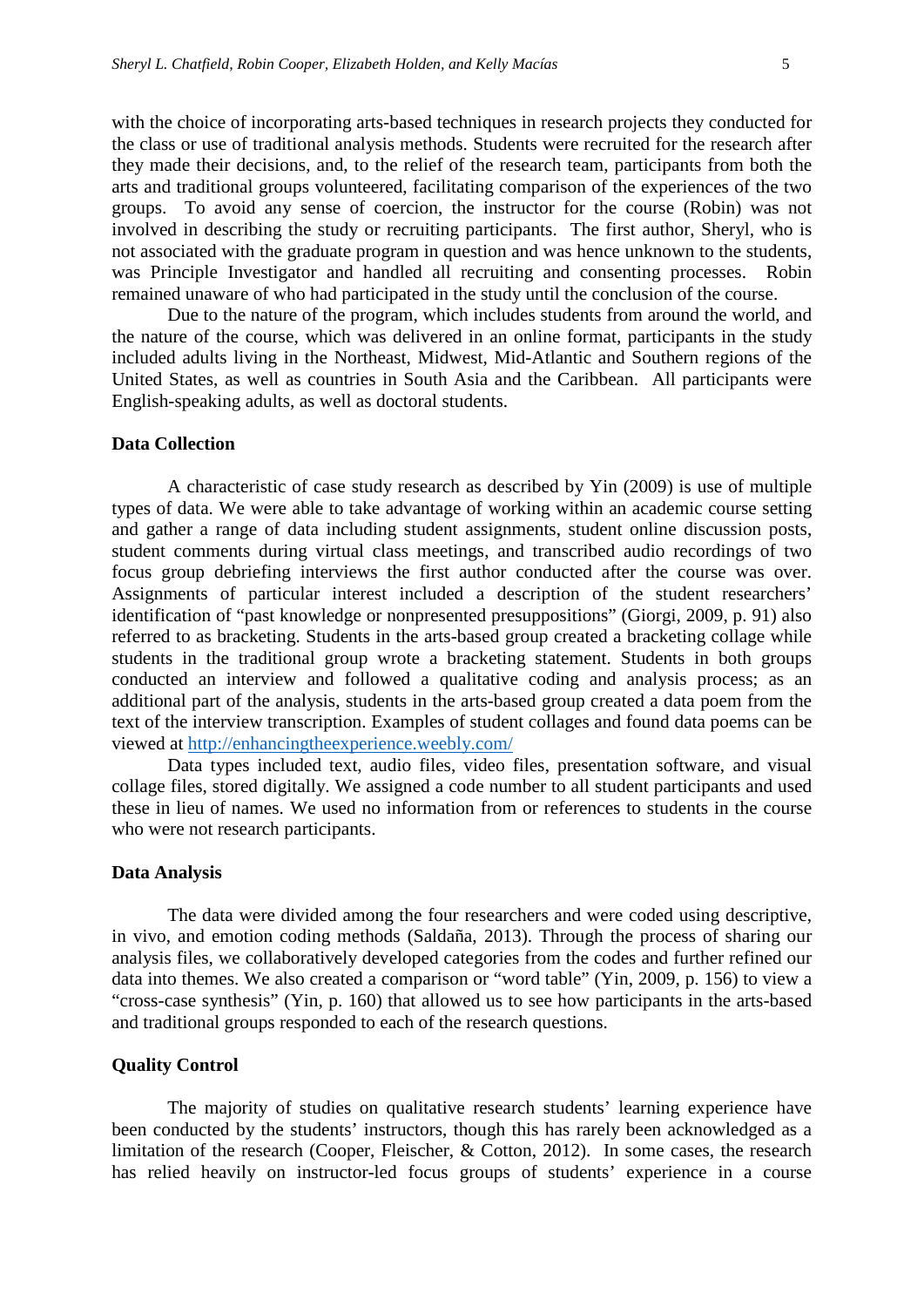with the choice of incorporating arts-based techniques in research projects they conducted for the class or use of traditional analysis methods. Students were recruited for the research after they made their decisions, and, to the relief of the research team, participants from both the arts and traditional groups volunteered, facilitating comparison of the experiences of the two groups. To avoid any sense of coercion, the instructor for the course (Robin) was not involved in describing the study or recruiting participants. The first author, Sheryl, who is not associated with the graduate program in question and was hence unknown to the students, was Principle Investigator and handled all recruiting and consenting processes. Robin remained unaware of who had participated in the study until the conclusion of the course.

Due to the nature of the program, which includes students from around the world, and the nature of the course, which was delivered in an online format, participants in the study included adults living in the Northeast, Midwest, Mid-Atlantic and Southern regions of the United States, as well as countries in South Asia and the Caribbean. All participants were English-speaking adults, as well as doctoral students.

### Data Collection

A characteristic of case study research as described by Yin (2009) is use of multiple types of data. We were able to take advantage of working within an academic course setting and gather a range of data including student assignments, student online discussion posts, student comments during virtual class meetings, and transcribed audio recordings of two focus group debriefing interviews the first author conducted after the course was over. Assignments of particular interest included a description of the student researchers' identification of "past knowledge or nonpresented presuppositions" (Giorgi, 2009, p. 91) also referred to as bracketing. Students in the arts-based group created a bracketing collage while students in the traditional group wrote a bracketing statement. Students in both groups conducted an interview and followed a qualitative coding and analysis process; as an additional part of the analysis, students in the arts-based group created a data poem from the text of the interview transcription. Examples of student collages and found data poems can be viewed at http://enhancingtheexperience.weebly.com/

Data types included text, audio files, video files, presentation software, and visual collage files, stored digitally. We assigned a code number to all student participants and used these in lieu of names. We used no information from or references to students in the course who were not research participants.

### Data Analysis

The data were divided among the four researchers and were coded using descriptive, in vivo, and emotion coding methods (Saldaña, 2013). Through the process of sharing our analysis files, we collaboratively developed categories from the codes and further refined our data into themes. We also created a comparison or "word table" (Yin, 2009, p. 156) to view a "cross-case synthesis" (Yin, p. 160) that allowed us to see how participants in the arts-based and traditional groups responded to each of the research questions.

### Quality Control

The majority of studies on qualitative research students' learning experience have been conducted by the students' instructors, though this has rarely been acknowledged as a limitation of the research (Cooper, Fleischer, & Cotton, 2012). In some cases, the research has relied heavily on instructor-led focus groups of students' experience in a course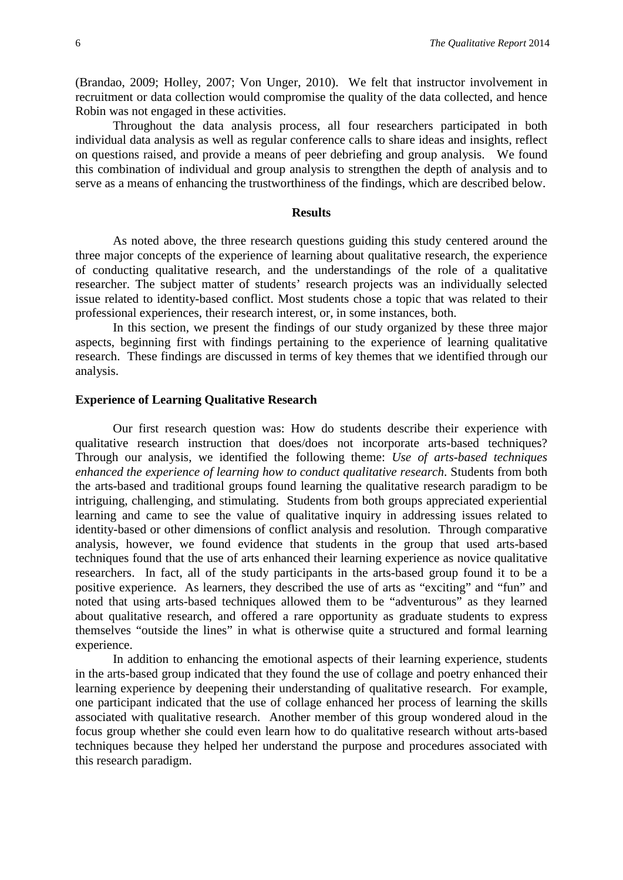(Brandao, 2009; Holley, 2007; Von Unger, 2010). We felt that instructor involvement in recruitment or data collection would compromise the quality of the data collected, and hence Robin was not engaged in these activities.

Throughout the data analysis process, all four researchers participated in both individual data analysis as well as regular conference calls to share ideas and insights, reflect on questions raised, and provide a means of peer debriefing and group analysis. We found this combination of individual and group analysis to strengthen the depth of analysis and to serve as a means of enhancing the trustworthiness of the findings, which are described below.

## Results

As noted above, the three research questions guiding this study centered around the three major concepts of the experience of learning about qualitative research, the experience of conducting qualitative research, and the understandings of the role of a qualitative researcher. The subject matter of students' research projects was an individually selected issue related to identity-based conflict. Most students chose a topic that was related to their professional experiences, their research interest, or, in some instances, both.

In this section, we present the findings of our study organized by these three major aspects, beginning first with findings pertaining to the experience of learning qualitative research. These findings are discussed in terms of key themes that we identified through our analysis.

### Experience of Learning Qualitative Research

Our first research question was: How do students describe their experience with qualitative research instruction that does/does not incorporate arts-based techniques? Through our analysis, we identified the following theme: *Use of arts-based techniques enhanced the experience of learning how to conduct qualitative research.* Students from both the arts-based and traditional groups found learning the qualitative research paradigm to be intriguing, challenging, and stimulating. Students from both groups appreciated experiential learning and came to see the value of qualitative inquiry in addressing issues related to identity-based or other dimensions of conflict analysis and resolution. Through comparative analysis, however, we found evidence that students in the group that used arts-based techniques found that the use of arts enhanced their learning experience as novice qualitative researchers. In fact, all of the study participants in the arts-based group found it to be a positive experience. As learners, they described the use of arts as "exciting" and "fun" and noted that using arts-based techniques allowed them to be "adventurous" as they learned about qualitative research, and offered a rare opportunity as graduate students to express themselves "outside the lines" in what is otherwise quite a structured and formal learning experience.

In addition to enhancing the emotional aspects of their learning experience, students in the arts-based group indicated that they found the use of collage and poetry enhanced their learning experience by deepening their understanding of qualitative research. For example, one participant indicated that the use of collage enhanced her process of learning the skills associated with qualitative research. Another member of this group wondered aloud in the focus group whether she could even learn how to do qualitative research without arts-based techniques because they helped her understand the purpose and procedures associated with this research paradigm.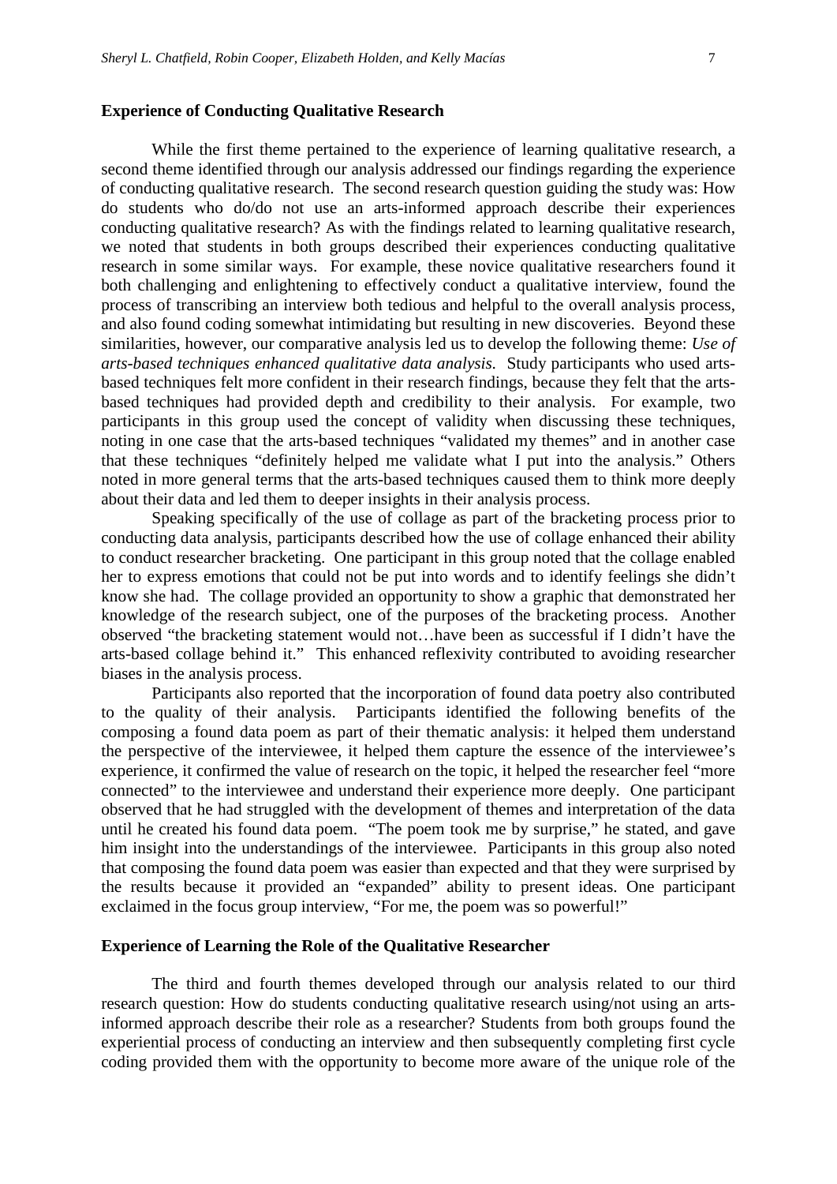### Experience of Conducting Qualitative Research

While the first theme pertained to the experience of learning qualitative research, a second theme identified through our analysis addressed our findings regarding the experience of conducting qualitative research. The second research question guiding the study was: How do students who do/do not use an arts-informed approach describe their experiences conducting qualitative research? As with the findings related to learning qualitative research, we noted that students in both groups described their experiences conducting qualitative research in some similar ways. For example, these novice qualitative researchers found it both challenging and enlightening to effectively conduct a qualitative interview, found the process of transcribing an interview both tedious and helpful to the overall analysis process, and also found coding somewhat intimidating but resulting in new discoveries. Beyond these similarities, however, our comparative analysis led us to develop the following theme: *Use of arts-based techniques enhanced qualitative data analysis*. Study participants who used arts-based techniques felt more confident in their research findings, because they felt that the arts-based techniques had provided depth and credibility to their analysis. For example, two participants in this group used the concept of validity when discussing these techniques, noting in one case that the arts-based techniques "validated my themes" and in another case that these techniques "definitely helped me validate what I put into the analysis." Others noted in more general terms that the arts-based techniques caused them to think more deeply about their data and led them to deeper insights in their analysis process.

Speaking specifically of the use of collage as part of the bracketing process prior to conducting data analysis, participants described how the use of collage enhanced their ability to conduct researcher bracketing. One participant in this group noted that the collage enabled her to express emotions that could not be put into words and to identify feelings she didn't know she had. The collage provided an opportunity to show a graphic that demonstrated her knowledge of the research subject, one of the purposes of the bracketing process. Another observed "the bracketing statement would not…have been as successful if I didn't have the arts-based collage behind it." This enhanced reflexivity contributed to avoiding researcher biases in the analysis process.

Participants also reported that the incorporation of found data poetry also contributed to the quality of their analysis. Participants identified the following benefits of the composing a found data poem as part of their thematic analysis: it helped them understand the perspective of the interviewee, it helped them capture the essence of the interviewee's experience, it confirmed the value of research on the topic, it helped the researcher feel "more connected" to the interviewee and understand their experience more deeply. One participant observed that he had struggled with the development of themes and interpretation of the data until he created his found data poem. "The poem took me by surprise," he stated, and gave him insight into the understandings of the interviewee. Participants in this group also noted that composing the found data poem was easier than expected and that they were surprised by the results because it provided an "expanded" ability to present ideas. One participant exclaimed in the focus group interview, "For me, the poem was so powerful!"

### Experience of Learning the Role of the Qualitative Researcher

The third and fourth themes developed through our analysis related to our third research question: How do students conducting qualitative research using/not using an arts-informed approach describe their role as a researcher? Students from both groups found the experiential process of conducting an interview and then subsequently completing first cycle coding provided them with the opportunity to become more aware of the unique role of the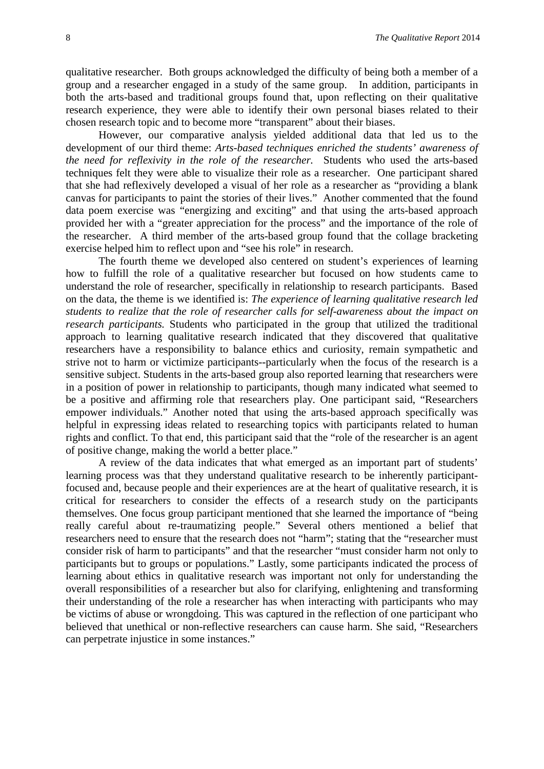qualitative researcher. Both groups acknowledged the difficulty of being both a member of a group and a researcher engaged in a study of the same group. In addition, participants in both the arts-based and traditional groups found that, upon reflecting on their qualitative research experience, they were able to identify their own personal biases related to their chosen research topic and to become more "transparent" about their biases.

However, our comparative analysis yielded additional data that led us to the development of our third theme: *Arts-based techniques enriched the students' awareness of the need for reflexivity in the role of the researcher.* Students who used the arts-based techniques felt they were able to visualize their role as a researcher. One participant shared that she had reflexively developed a visual of her role as a researcher as "providing a blank canvas for participants to paint the stories of their lives." Another commented that the found data poem exercise was "energizing and exciting" and that using the arts-based approach provided her with a "greater appreciation for the process" and the importance of the role of the researcher. A third member of the arts-based group found that the collage bracketing exercise helped him to reflect upon and "see his role" in research.

The fourth theme we developed also centered on student's experiences of learning how to fulfill the role of a qualitative researcher but focused on how students came to understand the role of researcher, specifically in relationship to research participants. Based on the data, the theme is we identified is: *The experience of learning qualitative research led students to realize that the role of researcher calls for self-awareness about the impact on research participants.* Students who participated in the group that utilized the traditional approach to learning qualitative research indicated that they discovered that qualitative researchers have a responsibility to balance ethics and curiosity, remain sympathetic and strive not to harm or victimize participants--particularly when the focus of the research is a sensitive subject. Students in the arts-based group also reported learning that researchers were in a position of power in relationship to participants, though many indicated what seemed to be a positive and affirming role that researchers play. One participant said, "Researchers empower individuals." Another noted that using the arts-based approach specifically was helpful in expressing ideas related to researching topics with participants related to human rights and conflict. To that end, this participant said that the "role of the researcher is an agent of positive change, making the world a better place."

A review of the data indicates that what emerged as an important part of students' learning process was that they understand qualitative research to be inherently participant-focused and, because people and their experiences are at the heart of qualitative research, it is critical for researchers to consider the effects of a research study on the participants themselves. One focus group participant mentioned that she learned the importance of "being really careful about re-traumatizing people." Several others mentioned a belief that researchers need to ensure that the research does not "harm"; stating that the "researcher must consider risk of harm to participants" and that the researcher "must consider harm not only to participants but to groups or populations." Lastly, some participants indicated the process of learning about ethics in qualitative research was important not only for understanding the overall responsibilities of a researcher but also for clarifying, enlightening and transforming their understanding of the role a researcher has when interacting with participants who may be victims of abuse or wrongdoing. This was captured in the reflection of one participant who believed that unethical or non-reflective researchers can cause harm. She said, "Researchers can perpetrate injustice in some instances."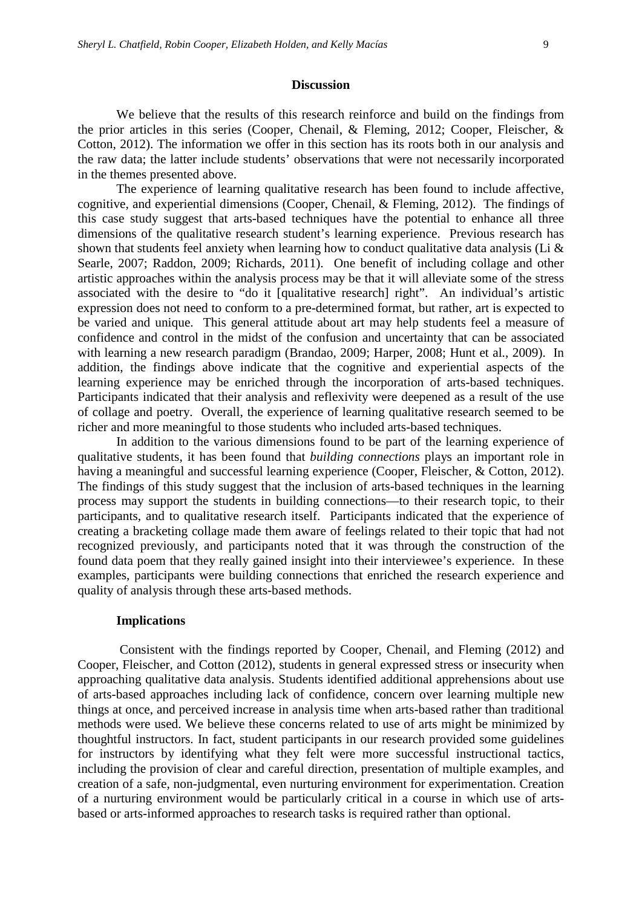## Discussion

We believe that the results of this research reinforce and build on the findings from the prior articles in this series (Cooper, Chenail, & Fleming, 2012; Cooper, Fleischer, & Cotton, 2012). The information we offer in this section has its roots both in our analysis and the raw data; the latter include students' observations that were not necessarily incorporated in the themes presented above.

The experience of learning qualitative research has been found to include affective, cognitive, and experiential dimensions (Cooper, Chenail, & Fleming, 2012). The findings of this case study suggest that arts-based techniques have the potential to enhance all three dimensions of the qualitative research student's learning experience. Previous research has shown that students feel anxiety when learning how to conduct qualitative data analysis (Li & Searle, 2007; Raddon, 2009; Richards, 2011). One benefit of including collage and other artistic approaches within the analysis process may be that it will alleviate some of the stress associated with the desire to "do it [qualitative research] right". An individual's artistic expression does not need to conform to a pre-determined format, but rather, art is expected to be varied and unique. This general attitude about art may help students feel a measure of confidence and control in the midst of the confusion and uncertainty that can be associated with learning a new research paradigm (Brandao, 2009; Harper, 2008; Hunt et al., 2009). In addition, the findings above indicate that the cognitive and experiential aspects of the learning experience may be enriched through the incorporation of arts-based techniques. Participants indicated that their analysis and reflexivity were deepened as a result of the use of collage and poetry. Overall, the experience of learning qualitative research seemed to be richer and more meaningful to those students who included arts-based techniques.

In addition to the various dimensions found to be part of the learning experience of qualitative students, it has been found that *building connections* plays an important role in having a meaningful and successful learning experience (Cooper, Fleischer, & Cotton, 2012). The findings of this study suggest that the inclusion of arts-based techniques in the learning process may support the students in building connections—to their research topic, to their participants, and to qualitative research itself. Participants indicated that the experience of creating a bracketing collage made them aware of feelings related to their topic that had not recognized previously, and participants noted that it was through the construction of the found data poem that they really gained insight into their interviewee's experience. In these examples, participants were building connections that enriched the research experience and quality of analysis through these arts-based methods.

### Implications

Consistent with the findings reported by Cooper, Chenail, and Fleming (2012) and Cooper, Fleischer, and Cotton (2012), students in general expressed stress or insecurity when approaching qualitative data analysis. Students identified additional apprehensions about use of arts-based approaches including lack of confidence, concern over learning multiple new things at once, and perceived increase in analysis time when arts-based rather than traditional methods were used. We believe these concerns related to use of arts might be minimized by thoughtful instructors. In fact, student participants in our research provided some guidelines for instructors by identifying what they felt were more successful instructional tactics, including the provision of clear and careful direction, presentation of multiple examples, and creation of a safe, non-judgmental, even nurturing environment for experimentation. Creation of a nurturing environment would be particularly critical in a course in which use of arts-based or arts-informed approaches to research tasks is required rather than optional.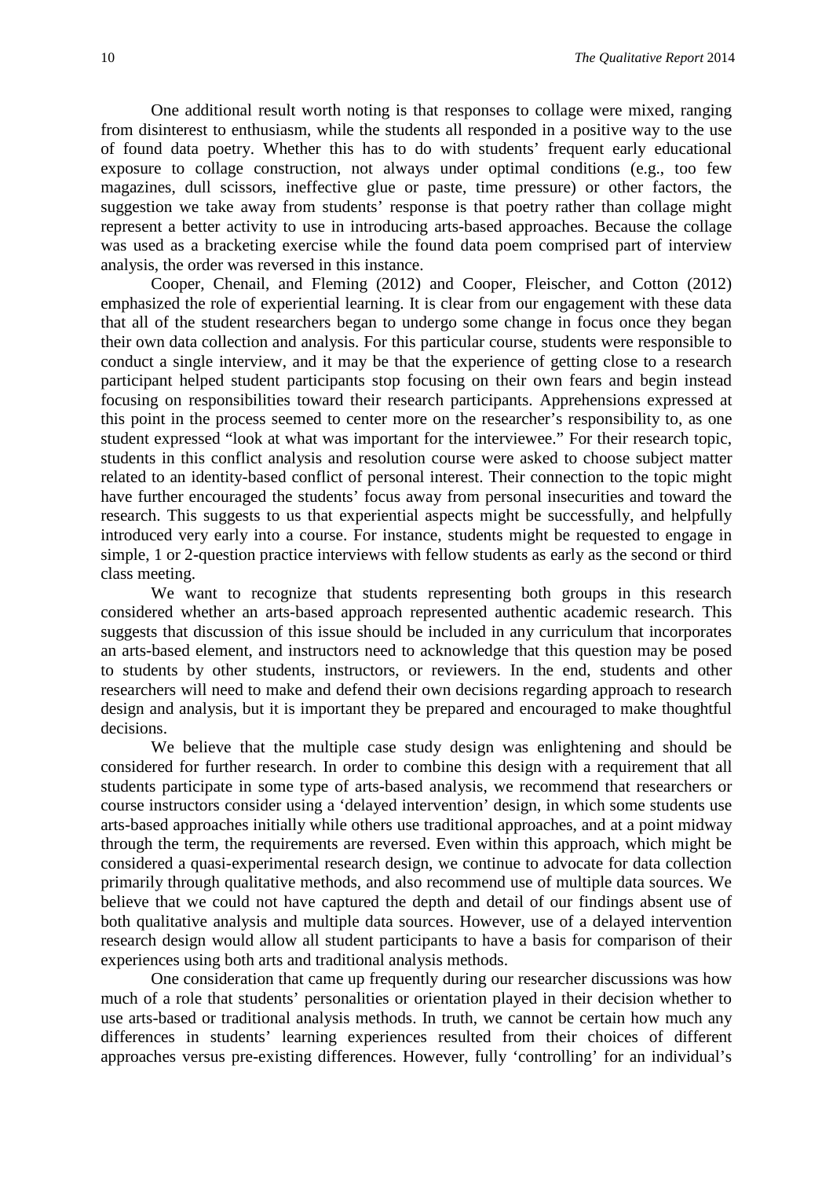One additional result worth noting is that responses to collage were mixed, ranging from disinterest to enthusiasm, while the students all responded in a positive way to the use of found data poetry. Whether this has to do with students' frequent early educational exposure to collage construction, not always under optimal conditions (e.g., too few magazines, dull scissors, ineffective glue or paste, time pressure) or other factors, the suggestion we take away from students' response is that poetry rather than collage might represent a better activity to use in introducing arts-based approaches. Because the collage was used as a bracketing exercise while the found data poem comprised part of interview analysis, the order was reversed in this instance.

Cooper, Chenail, and Fleming (2012) and Cooper, Fleischer, and Cotton (2012) emphasized the role of experiential learning. It is clear from our engagement with these data that all of the student researchers began to undergo some change in focus once they began their own data collection and analysis. For this particular course, students were responsible to conduct a single interview, and it may be that the experience of getting close to a research participant helped student participants stop focusing on their own fears and begin instead focusing on responsibilities toward their research participants. Apprehensions expressed at this point in the process seemed to center more on the researcher's responsibility to, as one student expressed "look at what was important for the interviewee." For their research topic, students in this conflict analysis and resolution course were asked to choose subject matter related to an identity-based conflict of personal interest. Their connection to the topic might have further encouraged the students' focus away from personal insecurities and toward the research. This suggests to us that experiential aspects might be successfully, and helpfully introduced very early into a course. For instance, students might be requested to engage in simple, 1 or 2-question practice interviews with fellow students as early as the second or third class meeting.

We want to recognize that students representing both groups in this research considered whether an arts-based approach represented authentic academic research. This suggests that discussion of this issue should be included in any curriculum that incorporates an arts-based element, and instructors need to acknowledge that this question may be posed to students by other students, instructors, or reviewers. In the end, students and other researchers will need to make and defend their own decisions regarding approach to research design and analysis, but it is important they be prepared and encouraged to make thoughtful decisions.

We believe that the multiple case study design was enlightening and should be considered for further research. In order to combine this design with a requirement that all students participate in some type of arts-based analysis, we recommend that researchers or course instructors consider using a 'delayed intervention' design, in which some students use arts-based approaches initially while others use traditional approaches, and at a point midway through the term, the requirements are reversed. Even within this approach, which might be considered a quasi-experimental research design, we continue to advocate for data collection primarily through qualitative methods, and also recommend use of multiple data sources. We believe that we could not have captured the depth and detail of our findings absent use of both qualitative analysis and multiple data sources. However, use of a delayed intervention research design would allow all student participants to have a basis for comparison of their experiences using both arts and traditional analysis methods.

One consideration that came up frequently during our researcher discussions was how much of a role that students' personalities or orientation played in their decision whether to use arts-based or traditional analysis methods. In truth, we cannot be certain how much any differences in students' learning experiences resulted from their choices of different approaches versus pre-existing differences. However, fully 'controlling' for an individual's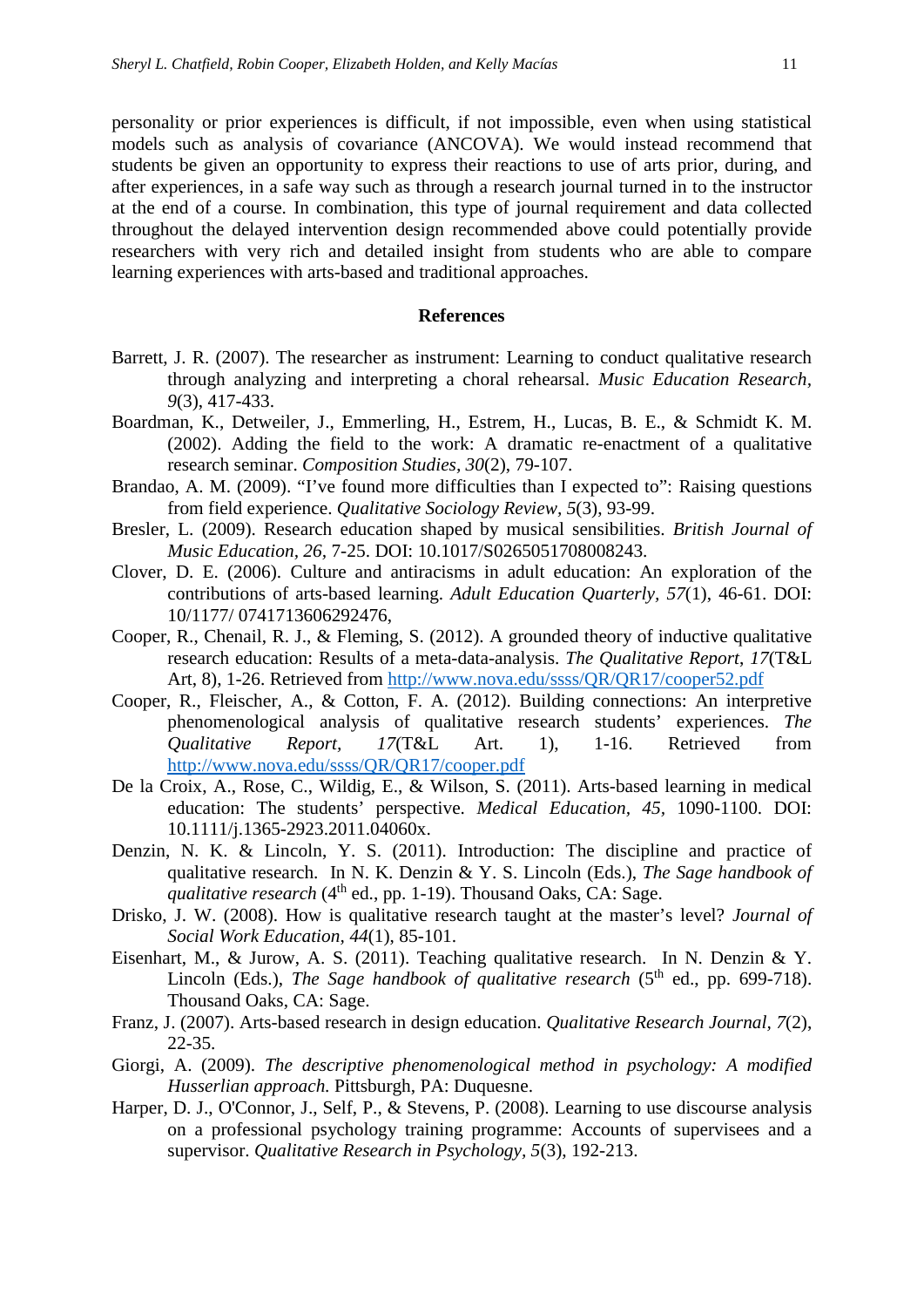personality or prior experiences is difficult, if not impossible, even when using statistical models such as analysis of covariance (ANCOVA). We would instead recommend that students be given an opportunity to express their reactions to use of arts prior, during, and after experiences, in a safe way such as through a research journal turned in to the instructor at the end of a course. In combination, this type of journal requirement and data collected throughout the delayed intervention design recommended above could potentially provide researchers with very rich and detailed insight from students who are able to compare learning experiences with arts-based and traditional approaches.

## References

Barrett, J. R. (2007). The researcher as instrument: Learning to conduct qualitative research through analyzing and interpreting a choral rehearsal. *Music Education Research*, *9*(3), 417-433.

Boardman, K., Detweiler, J., Emmerling, H., Estrem, H., Lucas, B. E., & Schmidt K. M. (2002). Adding the field to the work: A dramatic re-enactment of a qualitative research seminar. *Composition Studies*, *30*(2), 79-107.

Brandao, A. M. (2009). "I've found more difficulties than I expected to": Raising questions from field experience. *Qualitative Sociology Review*, *5*(3), 93-99.

Bresler, L. (2009). Research education shaped by musical sensibilities. *British Journal of Music Education*, *26*, 7-25. DOI: 10.1017/S0265051708008243.

Clover, D. E. (2006). Culture and antiracisms in adult education: An exploration of the contributions of arts-based learning. *Adult Education Quarterly*, *57*(1), 46-61. DOI: 10/1177/ 0741713606292476,

Cooper, R., Chenail, R. J., & Fleming, S. (2012). A grounded theory of inductive qualitative research education: Results of a meta-data-analysis. *The Qualitative Report*, *17*(T&L Art, 8), 1-26. Retrieved from http://www.nova.edu/ssss/QR/QR17/cooper52.pdf

Cooper, R., Fleischer, A., & Cotton, F. A. (2012). Building connections: An interpretive phenomenological analysis of qualitative research students' experiences. *The Qualitative Report*, *17*(T&L Art. 1), 1-16. Retrieved from http://www.nova.edu/ssss/QR/QR17/cooper.pdf

De la Croix, A., Rose, C., Wildig, E., & Wilson, S. (2011). Arts-based learning in medical education: The students' perspective. *Medical Education*, *45*, 1090-1100. DOI: 10.1111/j.1365-2923.2011.04060x.

Denzin, N. K. & Lincoln, Y. S. (2011). Introduction: The discipline and practice of qualitative research. In N. K. Denzin & Y. S. Lincoln (Eds.), *The Sage handbook of qualitative research* (4th ed., pp. 1-19). Thousand Oaks, CA: Sage.

Drisko, J. W. (2008). How is qualitative research taught at the master's level? *Journal of Social Work Education*, *44*(1), 85-101.

Eisenhart, M., & Jurow, A. S. (2011). Teaching qualitative research. In N. Denzin & Y. Lincoln (Eds.), *The Sage handbook of qualitative research* (5th ed., pp. 699-718). Thousand Oaks, CA: Sage.

Franz, J. (2007). Arts-based research in design education. *Qualitative Research Journal*, *7*(2), 22-35.

Giorgi, A. (2009). *The descriptive phenomenological method in psychology: A modified Husserlian approach*. Pittsburgh, PA: Duquesne.

Harper, D. J., O'Connor, J., Self, P., & Stevens, P. (2008). Learning to use discourse analysis on a professional psychology training programme: Accounts of supervisees and a supervisor. *Qualitative Research in Psychology*, *5*(3), 192-213.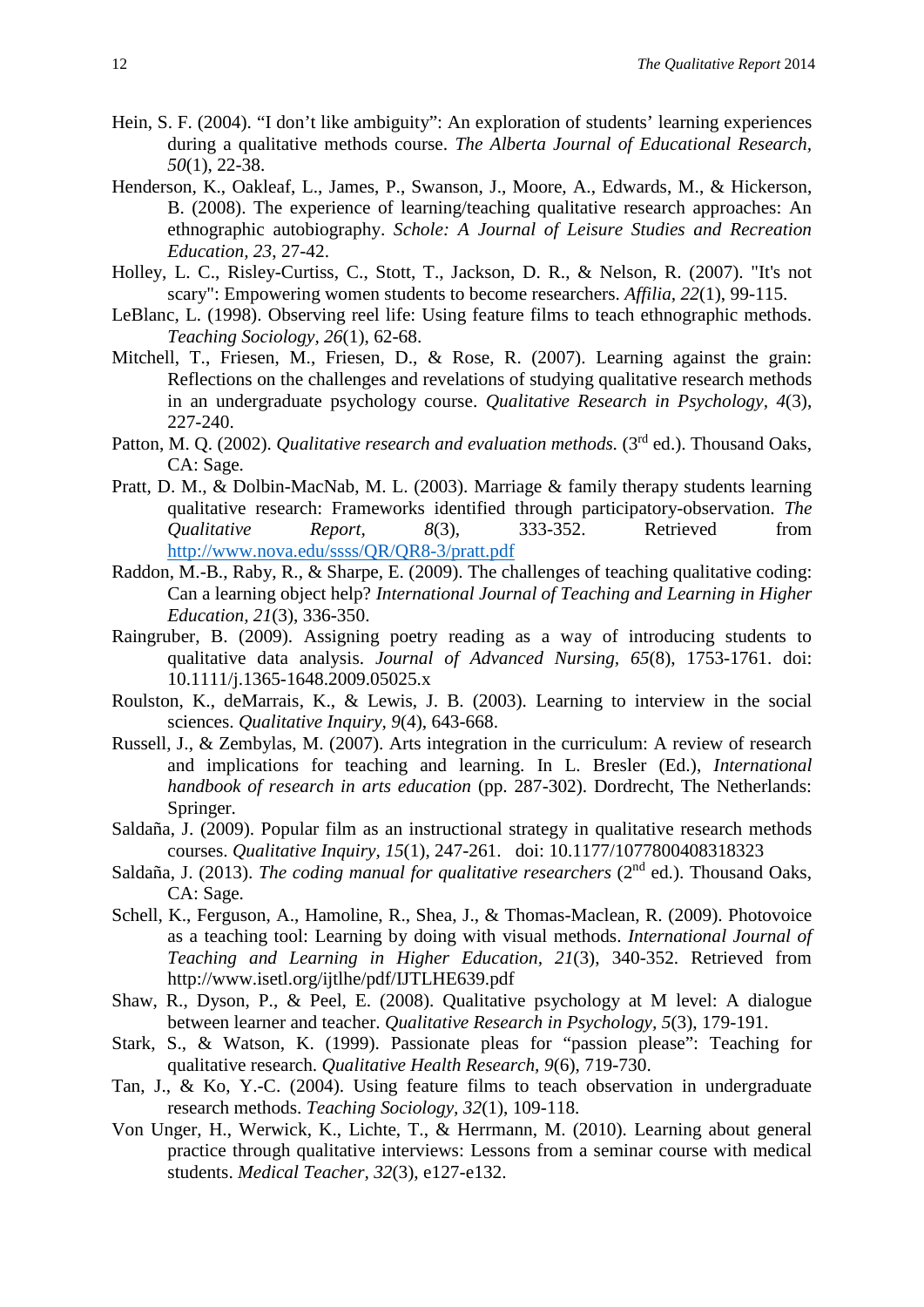Hein, S. F. (2004). "I don't like ambiguity": An exploration of students' learning experiences during a qualitative methods course. *The Alberta Journal of Educational Research*, *50*(1), 22-38.

Henderson, K., Oakleaf, L., James, P., Swanson, J., Moore, A., Edwards, M., & Hickerson, B. (2008). The experience of learning/teaching qualitative research approaches: An ethnographic autobiography. *Schole: A Journal of Leisure Studies and Recreation Education*, *23*, 27-42.

Holley, L. C., Risley-Curtiss, C., Stott, T., Jackson, D. R., & Nelson, R. (2007). "It's not scary": Empowering women students to become researchers. *Affilia*, *22*(1), 99-115.

LeBlanc, L. (1998). Observing reel life: Using feature films to teach ethnographic methods. *Teaching Sociology*, *26*(1), 62-68.

Mitchell, T., Friesen, M., Friesen, D., & Rose, R. (2007). Learning against the grain: Reflections on the challenges and revelations of studying qualitative research methods in an undergraduate psychology course. *Qualitative Research in Psychology*, *4*(3), 227-240.

Patton, M. Q. (2002). *Qualitative research and evaluation methods.* (3rd ed.). Thousand Oaks, CA: Sage.

Pratt, D. M., & Dolbin-MacNab, M. L. (2003). Marriage & family therapy students learning qualitative research: Frameworks identified through participatory-observation. *The Qualitative Report*, *8*(3), 333-352. Retrieved from http://www.nova.edu/ssss/QR/QR8-3/pratt.pdf

Raddon, M.-B., Raby, R., & Sharpe, E. (2009). The challenges of teaching qualitative coding: Can a learning object help? *International Journal of Teaching and Learning in Higher Education*, *21*(3), 336-350.

Raingruber, B. (2009). Assigning poetry reading as a way of introducing students to qualitative data analysis. *Journal of Advanced Nursing*, *65*(8), 1753-1761. doi: 10.1111/j.1365-1648.2009.05025.x

Roulston, K., deMarrais, K., & Lewis, J. B. (2003). Learning to interview in the social sciences. *Qualitative Inquiry*, *9*(4), 643-668.

Russell, J., & Zembylas, M. (2007). Arts integration in the curriculum: A review of research and implications for teaching and learning. In L. Bresler (Ed.), *International handbook of research in arts education* (pp. 287-302). Dordrecht, The Netherlands: Springer.

Saldaña, J. (2009). Popular film as an instructional strategy in qualitative research methods courses. *Qualitative Inquiry*, *15*(1), 247-261. doi: 10.1177/1077800408318323

Saldaña, J. (2013). *The coding manual for qualitative researchers* (2nd ed.). Thousand Oaks, CA: Sage.

Schell, K., Ferguson, A., Hamoline, R., Shea, J., & Thomas-Maclean, R. (2009). Photovoice as a teaching tool: Learning by doing with visual methods. *International Journal of Teaching and Learning in Higher Education*, *21*(3), 340-352. Retrieved from http://www.isetl.org/ijtlhe/pdf/IJTLHE639.pdf

Shaw, R., Dyson, P., & Peel, E. (2008). Qualitative psychology at M level: A dialogue between learner and teacher. *Qualitative Research in Psychology*, *5*(3), 179-191.

Stark, S., & Watson, K. (1999). Passionate pleas for "passion please": Teaching for qualitative research. *Qualitative Health Research*, *9*(6), 719-730.

Tan, J., & Ko, Y.-C. (2004). Using feature films to teach observation in undergraduate research methods. *Teaching Sociology*, *32*(1), 109-118.

Von Unger, H., Werwick, K., Lichte, T., & Herrmann, M. (2010). Learning about general practice through qualitative interviews: Lessons from a seminar course with medical students. *Medical Teacher*, *32*(3), e127-e132.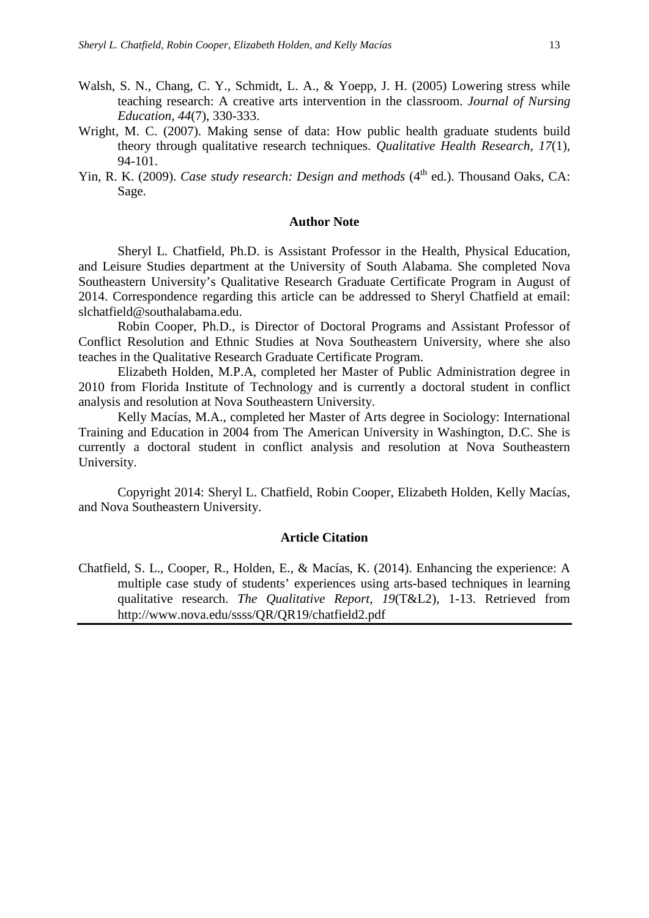Walsh, S. N., Chang, C. Y., Schmidt, L. A., & Yoepp, J. H. (2005) Lowering stress while teaching research: A creative arts intervention in the classroom. *Journal of Nursing Education*, *44*(7), 330-333.

Wright, M. C. (2007). Making sense of data: How public health graduate students build theory through qualitative research techniques. *Qualitative Health Research, 17*(1), 94-101.

Yin, R. K. (2009). *Case study research: Design and methods* (4th ed.). Thousand Oaks, CA: Sage.

## Author Note

Sheryl L. Chatfield, Ph.D. is Assistant Professor in the Health, Physical Education, and Leisure Studies department at the University of South Alabama. She completed Nova Southeastern University's Qualitative Research Graduate Certificate Program in August of 2014. Correspondence regarding this article can be addressed to Sheryl Chatfield at email: slchatfield@southalabama.edu.

Robin Cooper, Ph.D., is Director of Doctoral Programs and Assistant Professor of Conflict Resolution and Ethnic Studies at Nova Southeastern University, where she also teaches in the Qualitative Research Graduate Certificate Program.

Elizabeth Holden, M.P.A, completed her Master of Public Administration degree in 2010 from Florida Institute of Technology and is currently a doctoral student in conflict analysis and resolution at Nova Southeastern University.

Kelly Macías, M.A., completed her Master of Arts degree in Sociology: International Training and Education in 2004 from The American University in Washington, D.C. She is currently a doctoral student in conflict analysis and resolution at Nova Southeastern University.

Copyright 2014: Sheryl L. Chatfield, Robin Cooper, Elizabeth Holden, Kelly Macías, and Nova Southeastern University.

## Article Citation

Chatfield, S. L., Cooper, R., Holden, E., & Macías, K. (2014). Enhancing the experience: A multiple case study of students' experiences using arts-based techniques in learning qualitative research. *The Qualitative Report, 19*(T&L2), 1-13. Retrieved from http://www.nova.edu/ssss/QR/QR19/chatfield2.pdf